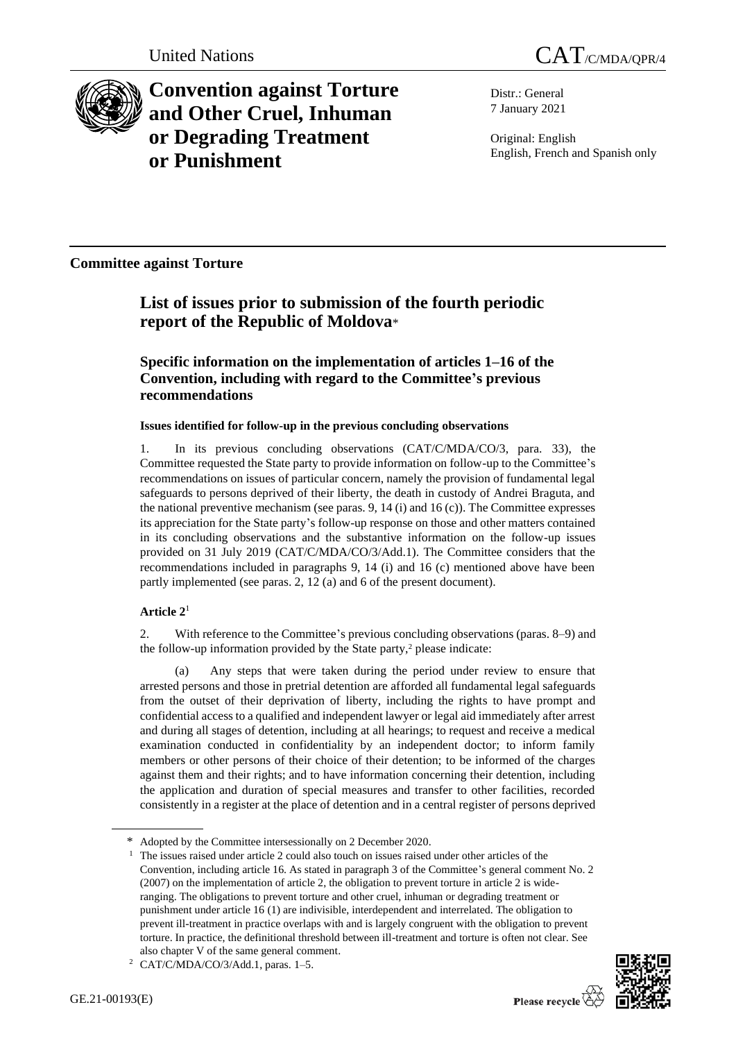United Nations CAT/C/MDA/QPR/4

# Convention against Torture and Other Cruel, Inhuman or Degrading Treatment or Punishment

Distr.: General
7 January 2021

Original: English
English, French and Spanish only

## Committee against Torture

## List of issues prior to submission of the fourth periodic report of the Republic of Moldova*

### Specific information on the implementation of articles 1–16 of the Convention, including with regard to the Committee's previous recommendations

#### Issues identified for follow-up in the previous concluding observations

1. In its previous concluding observations (CAT/C/MDA/CO/3, para. 33), the Committee requested the State party to provide information on follow-up to the Committee's recommendations on issues of particular concern, namely the provision of fundamental legal safeguards to persons deprived of their liberty, the death in custody of Andrei Braguta, and the national preventive mechanism (see paras. 9, 14 (i) and 16 (c)). The Committee expresses its appreciation for the State party's follow-up response on those and other matters contained in its concluding observations and the substantive information on the follow-up issues provided on 31 July 2019 (CAT/C/MDA/CO/3/Add.1). The Committee considers that the recommendations included in paragraphs 9, 14 (i) and 16 (c) mentioned above have been partly implemented (see paras. 2, 12 (a) and 6 of the present document).

#### Article 2[1]

2. With reference to the Committee's previous concluding observations (paras. 8–9) and the follow-up information provided by the State party,[2] please indicate:

(a) Any steps that were taken during the period under review to ensure that arrested persons and those in pretrial detention are afforded all fundamental legal safeguards from the outset of their deprivation of liberty, including the rights to have prompt and confidential access to a qualified and independent lawyer or legal aid immediately after arrest and during all stages of detention, including at all hearings; to request and receive a medical examination conducted in confidentiality by an independent doctor; to inform family members or other persons of their choice of their detention; to be informed of the charges against them and their rights; and to have information concerning their detention, including the application and duration of special measures and transfer to other facilities, recorded consistently in a register at the place of detention and in a central register of persons deprived

---

\* Adopted by the Committee intersessionally on 2 December 2020.

[1] The issues raised under article 2 could also touch on issues raised under other articles of the Convention, including article 16. As stated in paragraph 3 of the Committee's general comment No. 2 (2007) on the implementation of article 2, the obligation to prevent torture in article 2 is wide-ranging. The obligations to prevent torture and other cruel, inhuman or degrading treatment or punishment under article 16 (1) are indivisible, interdependent and interrelated. The obligation to prevent ill-treatment in practice overlaps with and is largely congruent with the obligation to prevent torture. In practice, the definitional threshold between ill-treatment and torture is often not clear. See also chapter V of the same general comment.

[2] CAT/C/MDA/CO/3/Add.1, paras. 1–5.

GE.21-00193(E)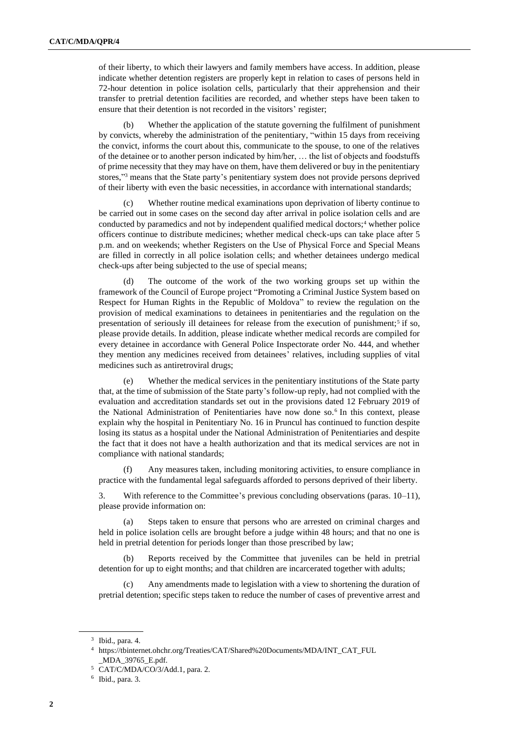of their liberty, to which their lawyers and family members have access. In addition, please indicate whether detention registers are properly kept in relation to cases of persons held in 72-hour detention in police isolation cells, particularly that their apprehension and their transfer to pretrial detention facilities are recorded, and whether steps have been taken to ensure that their detention is not recorded in the visitors' register;

(b) Whether the application of the statute governing the fulfilment of punishment by convicts, whereby the administration of the penitentiary, "within 15 days from receiving the convict, informs the court about this, communicate to the spouse, to one of the relatives of the detainee or to another person indicated by him/her, … the list of objects and foodstuffs of prime necessity that they may have on them, have them delivered or buy in the penitentiary stores,"[3] means that the State party's penitentiary system does not provide persons deprived of their liberty with even the basic necessities, in accordance with international standards;

(c) Whether routine medical examinations upon deprivation of liberty continue to be carried out in some cases on the second day after arrival in police isolation cells and are conducted by paramedics and not by independent qualified medical doctors;[4] whether police officers continue to distribute medicines; whether medical check-ups can take place after 5 p.m. and on weekends; whether Registers on the Use of Physical Force and Special Means are filled in correctly in all police isolation cells; and whether detainees undergo medical check-ups after being subjected to the use of special means;

(d) The outcome of the work of the two working groups set up within the framework of the Council of Europe project "Promoting a Criminal Justice System based on Respect for Human Rights in the Republic of Moldova" to review the regulation on the provision of medical examinations to detainees in penitentiaries and the regulation on the presentation of seriously ill detainees for release from the execution of punishment;[5] if so, please provide details. In addition, please indicate whether medical records are compiled for every detainee in accordance with General Police Inspectorate order No. 444, and whether they mention any medicines received from detainees' relatives, including supplies of vital medicines such as antiretroviral drugs;

(e) Whether the medical services in the penitentiary institutions of the State party that, at the time of submission of the State party's follow-up reply, had not complied with the evaluation and accreditation standards set out in the provisions dated 12 February 2019 of the National Administration of Penitentiaries have now done so.[6] In this context, please explain why the hospital in Penitentiary No. 16 in Pruncul has continued to function despite losing its status as a hospital under the National Administration of Penitentiaries and despite the fact that it does not have a health authorization and that its medical services are not in compliance with national standards;

(f) Any measures taken, including monitoring activities, to ensure compliance in practice with the fundamental legal safeguards afforded to persons deprived of their liberty.

3. With reference to the Committee's previous concluding observations (paras. 10–11), please provide information on:

(a) Steps taken to ensure that persons who are arrested on criminal charges and held in police isolation cells are brought before a judge within 48 hours; and that no one is held in pretrial detention for periods longer than those prescribed by law;

(b) Reports received by the Committee that juveniles can be held in pretrial detention for up to eight months; and that children are incarcerated together with adults;

(c) Any amendments made to legislation with a view to shortening the duration of pretrial detention; specific steps taken to reduce the number of cases of preventive arrest and

---

[3] Ibid., para. 4.

[4] https://tbinternet.ohchr.org/Treaties/CAT/Shared%20Documents/MDA/INT_CAT_FUL_MDA_39765_E.pdf.

[5] CAT/C/MDA/CO/3/Add.1, para. 2.

[6] Ibid., para. 3.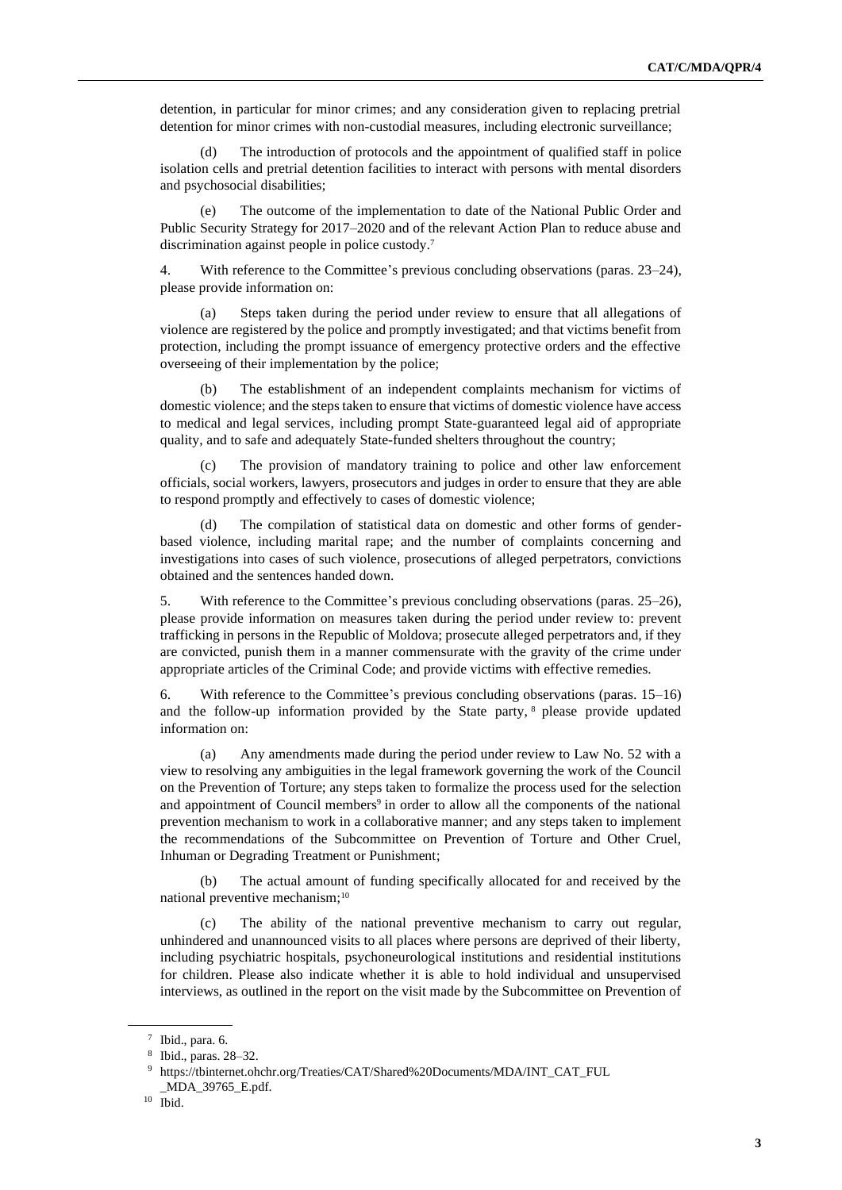detention, in particular for minor crimes; and any consideration given to replacing pretrial detention for minor crimes with non-custodial measures, including electronic surveillance;

(d) The introduction of protocols and the appointment of qualified staff in police isolation cells and pretrial detention facilities to interact with persons with mental disorders and psychosocial disabilities;

(e) The outcome of the implementation to date of the National Public Order and Public Security Strategy for 2017–2020 and of the relevant Action Plan to reduce abuse and discrimination against people in police custody.[7]

4. With reference to the Committee's previous concluding observations (paras. 23–24), please provide information on:

(a) Steps taken during the period under review to ensure that all allegations of violence are registered by the police and promptly investigated; and that victims benefit from protection, including the prompt issuance of emergency protective orders and the effective overseeing of their implementation by the police;

(b) The establishment of an independent complaints mechanism for victims of domestic violence; and the steps taken to ensure that victims of domestic violence have access to medical and legal services, including prompt State-guaranteed legal aid of appropriate quality, and to safe and adequately State-funded shelters throughout the country;

(c) The provision of mandatory training to police and other law enforcement officials, social workers, lawyers, prosecutors and judges in order to ensure that they are able to respond promptly and effectively to cases of domestic violence;

(d) The compilation of statistical data on domestic and other forms of gender-based violence, including marital rape; and the number of complaints concerning and investigations into cases of such violence, prosecutions of alleged perpetrators, convictions obtained and the sentences handed down.

5. With reference to the Committee's previous concluding observations (paras. 25–26), please provide information on measures taken during the period under review to: prevent trafficking in persons in the Republic of Moldova; prosecute alleged perpetrators and, if they are convicted, punish them in a manner commensurate with the gravity of the crime under appropriate articles of the Criminal Code; and provide victims with effective remedies.

6. With reference to the Committee's previous concluding observations (paras. 15–16) and the follow-up information provided by the State party,[8] please provide updated information on:

(a) Any amendments made during the period under review to Law No. 52 with a view to resolving any ambiguities in the legal framework governing the work of the Council on the Prevention of Torture; any steps taken to formalize the process used for the selection and appointment of Council members[9] in order to allow all the components of the national prevention mechanism to work in a collaborative manner; and any steps taken to implement the recommendations of the Subcommittee on Prevention of Torture and Other Cruel, Inhuman or Degrading Treatment or Punishment;

(b) The actual amount of funding specifically allocated for and received by the national preventive mechanism;[10]

(c) The ability of the national preventive mechanism to carry out regular, unhindered and unannounced visits to all places where persons are deprived of their liberty, including psychiatric hospitals, psychoneurological institutions and residential institutions for children. Please also indicate whether it is able to hold individual and unsupervised interviews, as outlined in the report on the visit made by the Subcommittee on Prevention of

---

[7] Ibid., para. 6.

[8] Ibid., paras. 28–32.

[9] https://tbinternet.ohchr.org/Treaties/CAT/Shared%20Documents/MDA/INT_CAT_FUL_MDA_39765_E.pdf.

[10] Ibid.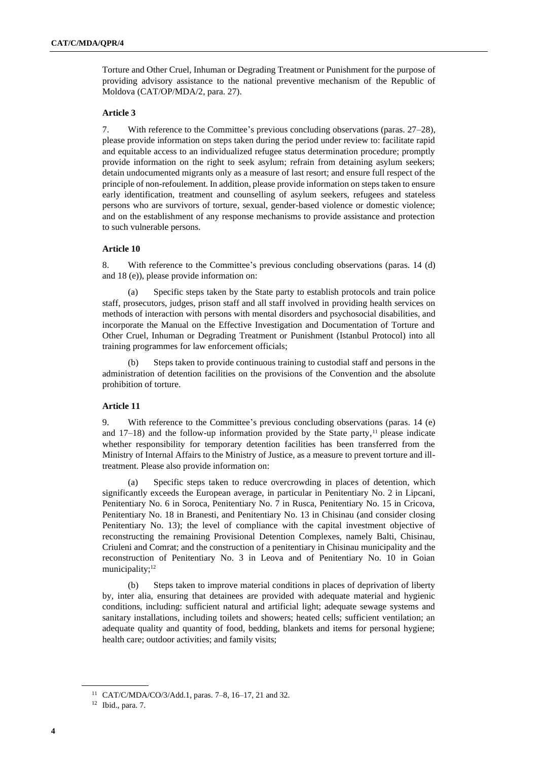Torture and Other Cruel, Inhuman or Degrading Treatment or Punishment for the purpose of providing advisory assistance to the national preventive mechanism of the Republic of Moldova (CAT/OP/MDA/2, para. 27).

**Article 3**

7. With reference to the Committee's previous concluding observations (paras. 27–28), please provide information on steps taken during the period under review to: facilitate rapid and equitable access to an individualized refugee status determination procedure; promptly provide information on the right to seek asylum; refrain from detaining asylum seekers; detain undocumented migrants only as a measure of last resort; and ensure full respect of the principle of non-refoulement. In addition, please provide information on steps taken to ensure early identification, treatment and counselling of asylum seekers, refugees and stateless persons who are survivors of torture, sexual, gender-based violence or domestic violence; and on the establishment of any response mechanisms to provide assistance and protection to such vulnerable persons.

**Article 10**

8. With reference to the Committee's previous concluding observations (paras. 14 (d) and 18 (e)), please provide information on:

(a) Specific steps taken by the State party to establish protocols and train police staff, prosecutors, judges, prison staff and all staff involved in providing health services on methods of interaction with persons with mental disorders and psychosocial disabilities, and incorporate the Manual on the Effective Investigation and Documentation of Torture and Other Cruel, Inhuman or Degrading Treatment or Punishment (Istanbul Protocol) into all training programmes for law enforcement officials;

(b) Steps taken to provide continuous training to custodial staff and persons in the administration of detention facilities on the provisions of the Convention and the absolute prohibition of torture.

**Article 11**

9. With reference to the Committee's previous concluding observations (paras. 14 (e) and 17–18) and the follow-up information provided by the State party,[11] please indicate whether responsibility for temporary detention facilities has been transferred from the Ministry of Internal Affairs to the Ministry of Justice, as a measure to prevent torture and ill-treatment. Please also provide information on:

(a) Specific steps taken to reduce overcrowding in places of detention, which significantly exceeds the European average, in particular in Penitentiary No. 2 in Lipcani, Penitentiary No. 6 in Soroca, Penitentiary No. 7 in Rusca, Penitentiary No. 15 in Cricova, Penitentiary No. 18 in Branesti, and Penitentiary No. 13 in Chisinau (and consider closing Penitentiary No. 13); the level of compliance with the capital investment objective of reconstructing the remaining Provisional Detention Complexes, namely Balti, Chisinau, Criuleni and Comrat; and the construction of a penitentiary in Chisinau municipality and the reconstruction of Penitentiary No. 3 in Leova and of Penitentiary No. 10 in Goian municipality;[12]

(b) Steps taken to improve material conditions in places of deprivation of liberty by, inter alia, ensuring that detainees are provided with adequate material and hygienic conditions, including: sufficient natural and artificial light; adequate sewage systems and sanitary installations, including toilets and showers; heated cells; sufficient ventilation; an adequate quality and quantity of food, bedding, blankets and items for personal hygiene; health care; outdoor activities; and family visits;

---

[11] CAT/C/MDA/CO/3/Add.1, paras. 7–8, 16–17, 21 and 32.

[12] Ibid., para. 7.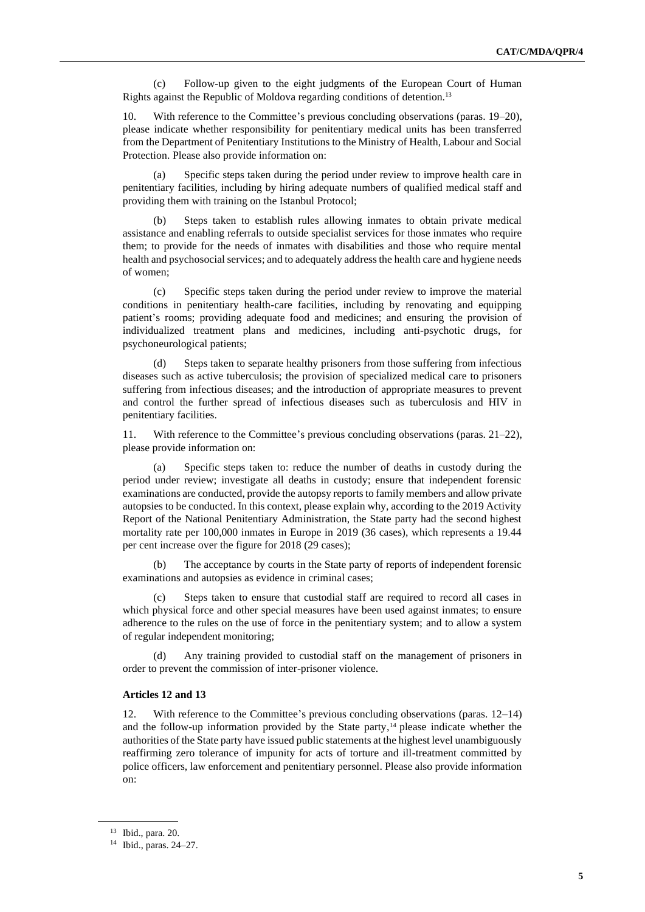(c) Follow-up given to the eight judgments of the European Court of Human Rights against the Republic of Moldova regarding conditions of detention.[13]

10. With reference to the Committee's previous concluding observations (paras. 19–20), please indicate whether responsibility for penitentiary medical units has been transferred from the Department of Penitentiary Institutions to the Ministry of Health, Labour and Social Protection. Please also provide information on:

(a) Specific steps taken during the period under review to improve health care in penitentiary facilities, including by hiring adequate numbers of qualified medical staff and providing them with training on the Istanbul Protocol;

(b) Steps taken to establish rules allowing inmates to obtain private medical assistance and enabling referrals to outside specialist services for those inmates who require them; to provide for the needs of inmates with disabilities and those who require mental health and psychosocial services; and to adequately address the health care and hygiene needs of women;

(c) Specific steps taken during the period under review to improve the material conditions in penitentiary health-care facilities, including by renovating and equipping patient's rooms; providing adequate food and medicines; and ensuring the provision of individualized treatment plans and medicines, including anti-psychotic drugs, for psychoneurological patients;

(d) Steps taken to separate healthy prisoners from those suffering from infectious diseases such as active tuberculosis; the provision of specialized medical care to prisoners suffering from infectious diseases; and the introduction of appropriate measures to prevent and control the further spread of infectious diseases such as tuberculosis and HIV in penitentiary facilities.

11. With reference to the Committee's previous concluding observations (paras. 21–22), please provide information on:

(a) Specific steps taken to: reduce the number of deaths in custody during the period under review; investigate all deaths in custody; ensure that independent forensic examinations are conducted, provide the autopsy reports to family members and allow private autopsies to be conducted. In this context, please explain why, according to the 2019 Activity Report of the National Penitentiary Administration, the State party had the second highest mortality rate per 100,000 inmates in Europe in 2019 (36 cases), which represents a 19.44 per cent increase over the figure for 2018 (29 cases);

(b) The acceptance by courts in the State party of reports of independent forensic examinations and autopsies as evidence in criminal cases;

(c) Steps taken to ensure that custodial staff are required to record all cases in which physical force and other special measures have been used against inmates; to ensure adherence to the rules on the use of force in the penitentiary system; and to allow a system of regular independent monitoring;

(d) Any training provided to custodial staff on the management of prisoners in order to prevent the commission of inter-prisoner violence.

### Articles 12 and 13

12. With reference to the Committee's previous concluding observations (paras. 12–14) and the follow-up information provided by the State party,[14] please indicate whether the authorities of the State party have issued public statements at the highest level unambiguously reaffirming zero tolerance of impunity for acts of torture and ill-treatment committed by police officers, law enforcement and penitentiary personnel. Please also provide information on:

---

[13] Ibid., para. 20.

[14] Ibid., paras. 24–27.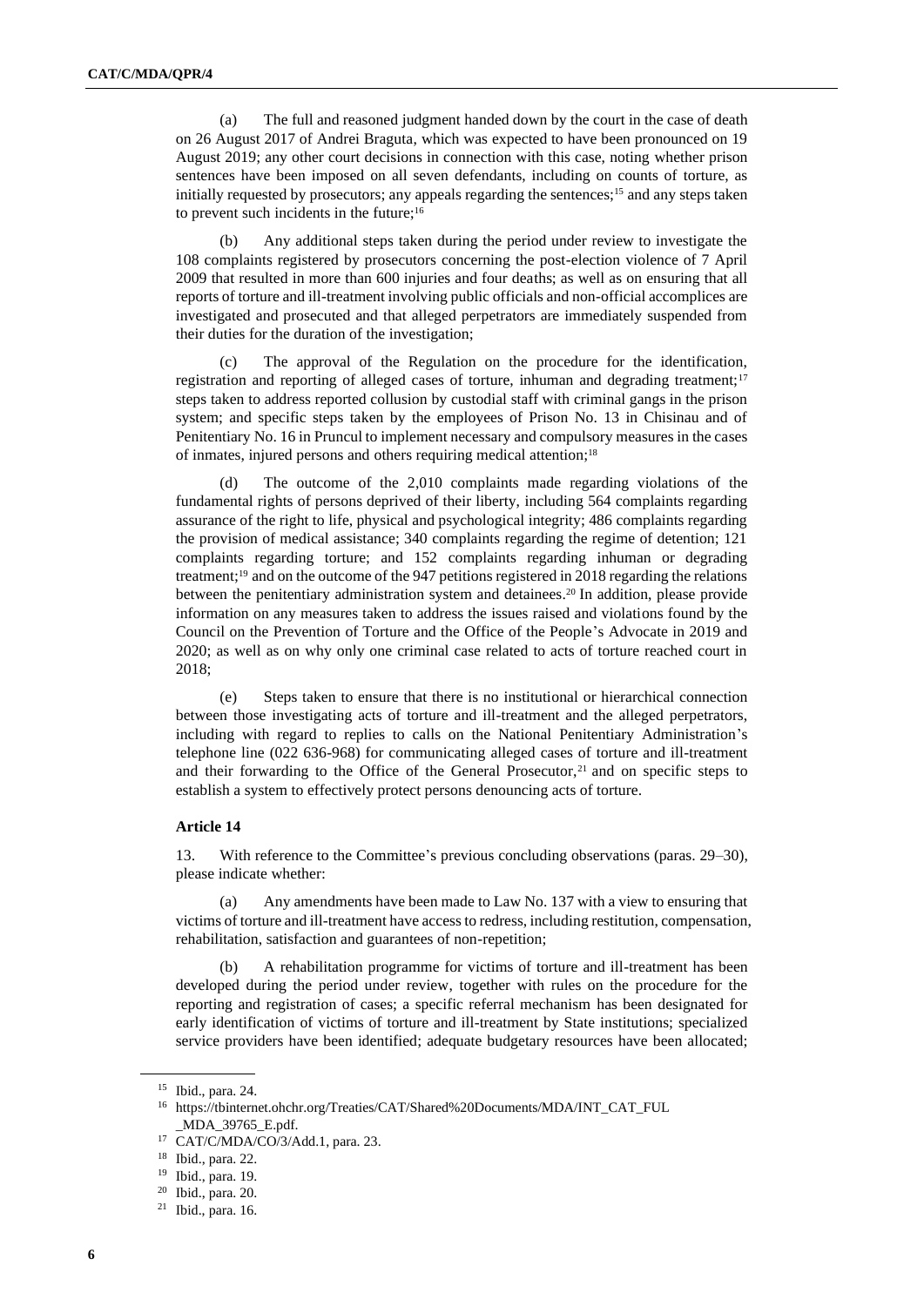(a) The full and reasoned judgment handed down by the court in the case of death on 26 August 2017 of Andrei Braguta, which was expected to have been pronounced on 19 August 2019; any other court decisions in connection with this case, noting whether prison sentences have been imposed on all seven defendants, including on counts of torture, as initially requested by prosecutors; any appeals regarding the sentences;[15] and any steps taken to prevent such incidents in the future;[16]

(b) Any additional steps taken during the period under review to investigate the 108 complaints registered by prosecutors concerning the post-election violence of 7 April 2009 that resulted in more than 600 injuries and four deaths; as well as on ensuring that all reports of torture and ill-treatment involving public officials and non-official accomplices are investigated and prosecuted and that alleged perpetrators are immediately suspended from their duties for the duration of the investigation;

(c) The approval of the Regulation on the procedure for the identification, registration and reporting of alleged cases of torture, inhuman and degrading treatment;[17] steps taken to address reported collusion by custodial staff with criminal gangs in the prison system; and specific steps taken by the employees of Prison No. 13 in Chisinau and of Penitentiary No. 16 in Pruncul to implement necessary and compulsory measures in the cases of inmates, injured persons and others requiring medical attention;[18]

(d) The outcome of the 2,010 complaints made regarding violations of the fundamental rights of persons deprived of their liberty, including 564 complaints regarding assurance of the right to life, physical and psychological integrity; 486 complaints regarding the provision of medical assistance; 340 complaints regarding the regime of detention; 121 complaints regarding torture; and 152 complaints regarding inhuman or degrading treatment;[19] and on the outcome of the 947 petitions registered in 2018 regarding the relations between the penitentiary administration system and detainees.[20] In addition, please provide information on any measures taken to address the issues raised and violations found by the Council on the Prevention of Torture and the Office of the People's Advocate in 2019 and 2020; as well as on why only one criminal case related to acts of torture reached court in 2018;

(e) Steps taken to ensure that there is no institutional or hierarchical connection between those investigating acts of torture and ill-treatment and the alleged perpetrators, including with regard to replies to calls on the National Penitentiary Administration's telephone line (022 636-968) for communicating alleged cases of torture and ill-treatment and their forwarding to the Office of the General Prosecutor,[21] and on specific steps to establish a system to effectively protect persons denouncing acts of torture.

**Article 14**

13. With reference to the Committee's previous concluding observations (paras. 29–30), please indicate whether:

(a) Any amendments have been made to Law No. 137 with a view to ensuring that victims of torture and ill-treatment have access to redress, including restitution, compensation, rehabilitation, satisfaction and guarantees of non-repetition;

(b) A rehabilitation programme for victims of torture and ill-treatment has been developed during the period under review, together with rules on the procedure for the reporting and registration of cases; a specific referral mechanism has been designated for early identification of victims of torture and ill-treatment by State institutions; specialized service providers have been identified; adequate budgetary resources have been allocated;

---

[15] Ibid., para. 24.

[16] https://tbinternet.ohchr.org/Treaties/CAT/Shared%20Documents/MDA/INT_CAT_FUL_MDA_39765_E.pdf.

[17] CAT/C/MDA/CO/3/Add.1, para. 23.

[18] Ibid., para. 22.

[19] Ibid., para. 19.

[20] Ibid., para. 20.

[21] Ibid., para. 16.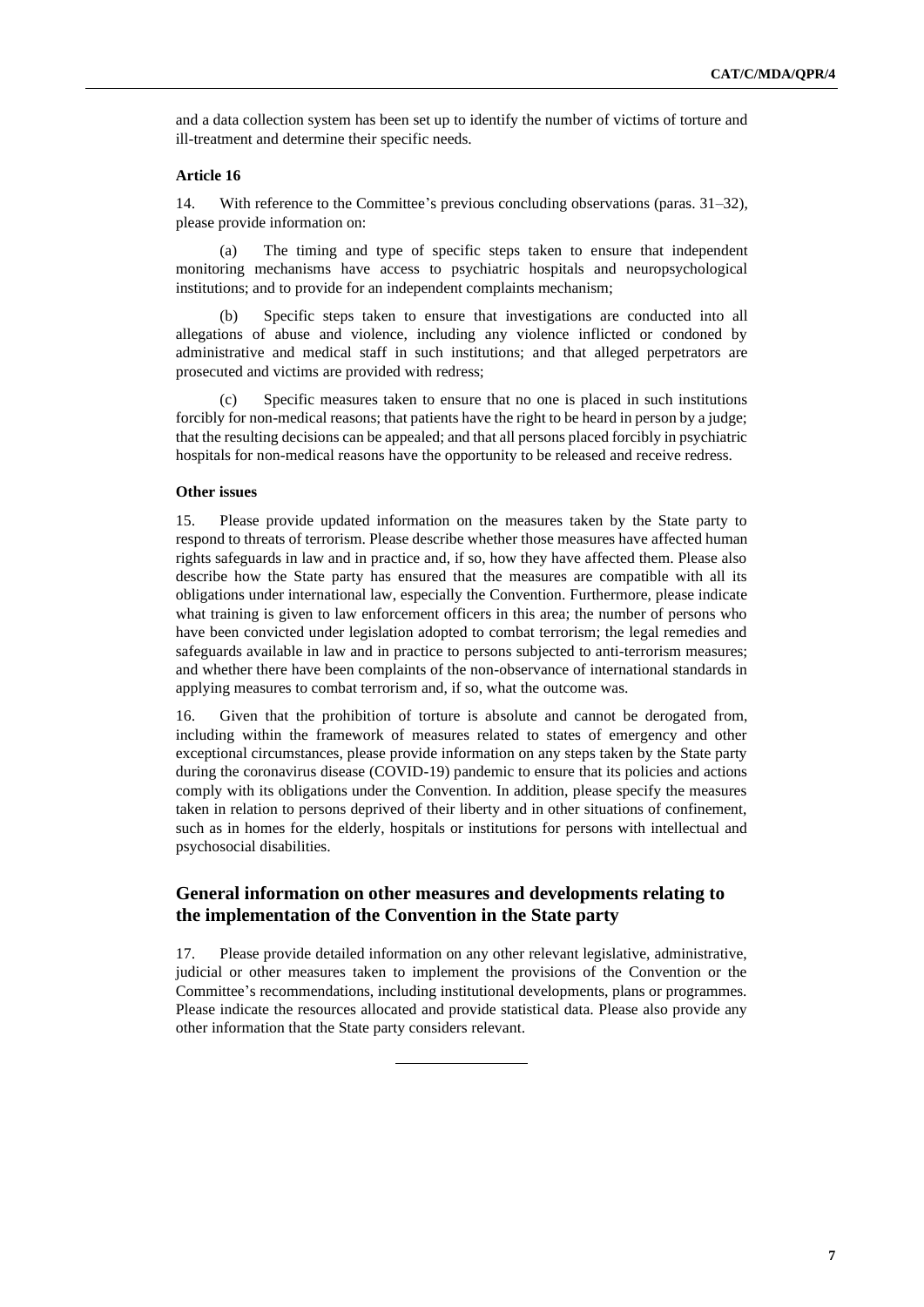and a data collection system has been set up to identify the number of victims of torture and ill-treatment and determine their specific needs.

### Article 16

14. With reference to the Committee's previous concluding observations (paras. 31–32), please provide information on:

(a) The timing and type of specific steps taken to ensure that independent monitoring mechanisms have access to psychiatric hospitals and neuropsychological institutions; and to provide for an independent complaints mechanism;

(b) Specific steps taken to ensure that investigations are conducted into all allegations of abuse and violence, including any violence inflicted or condoned by administrative and medical staff in such institutions; and that alleged perpetrators are prosecuted and victims are provided with redress;

(c) Specific measures taken to ensure that no one is placed in such institutions forcibly for non-medical reasons; that patients have the right to be heard in person by a judge; that the resulting decisions can be appealed; and that all persons placed forcibly in psychiatric hospitals for non-medical reasons have the opportunity to be released and receive redress.

### Other issues

15. Please provide updated information on the measures taken by the State party to respond to threats of terrorism. Please describe whether those measures have affected human rights safeguards in law and in practice and, if so, how they have affected them. Please also describe how the State party has ensured that the measures are compatible with all its obligations under international law, especially the Convention. Furthermore, please indicate what training is given to law enforcement officers in this area; the number of persons who have been convicted under legislation adopted to combat terrorism; the legal remedies and safeguards available in law and in practice to persons subjected to anti-terrorism measures; and whether there have been complaints of the non-observance of international standards in applying measures to combat terrorism and, if so, what the outcome was.

16. Given that the prohibition of torture is absolute and cannot be derogated from, including within the framework of measures related to states of emergency and other exceptional circumstances, please provide information on any steps taken by the State party during the coronavirus disease (COVID-19) pandemic to ensure that its policies and actions comply with its obligations under the Convention. In addition, please specify the measures taken in relation to persons deprived of their liberty and in other situations of confinement, such as in homes for the elderly, hospitals or institutions for persons with intellectual and psychosocial disabilities.

## General information on other measures and developments relating to the implementation of the Convention in the State party

17. Please provide detailed information on any other relevant legislative, administrative, judicial or other measures taken to implement the provisions of the Convention or the Committee's recommendations, including institutional developments, plans or programmes. Please indicate the resources allocated and provide statistical data. Please also provide any other information that the State party considers relevant.